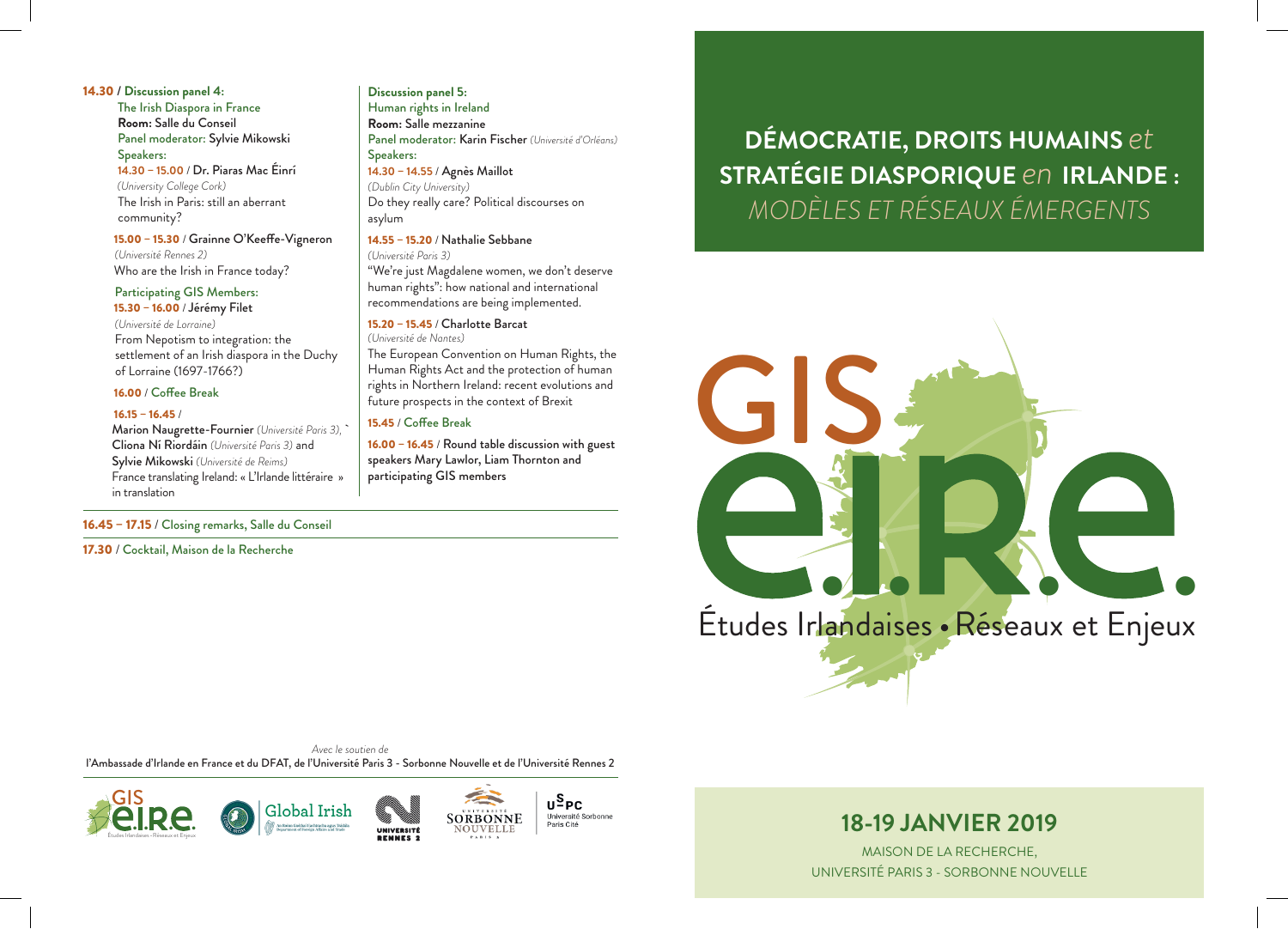**14.30 / Discussion panel 4:**
The Irish Diaspora in France
**Room:** Salle du Conseil
Panel moderator: Sylvie Mikowski
Speakers:

**14.30 – 15.00** / Dr. Piaras Mac Éinrí
*(University College Cork)*
The Irish in Paris: still an aberrant community?

**15.00 – 15.30** / Grainne O'Keeffe-Vigneron
*(Université Rennes 2)*
Who are the Irish in France today?

Participating GIS Members:
**15.30 – 16.00** / Jérémy Filet
*(Université de Lorraine)*
From Nepotism to integration: the settlement of an Irish diaspora in the Duchy of Lorraine (1697-1766?)

**16.00** / Coffee Break

**16.15 – 16.45** /
Marion Naugrette-Fournier *(Université Paris 3)*, Cliona Ní Riordáin *(Université Paris 3)* and Sylvie Mikowski *(Université de Reims)*
France translating Ireland: « L'Irlande littéraire » in translation

**Discussion panel 5:**
Human rights in Ireland
**Room:** Salle mezzanine
Panel moderator: Karin Fischer *(Université d'Orléans)*
Speakers:

**14.30 – 14.55** / Agnès Maillot
*(Dublin City University)*
Do they really care? Political discourses on asylum

**14.55 – 15.20** / Nathalie Sebbane
*(Université Paris 3)*
"We're just Magdalene women, we don't deserve human rights": how national and international recommendations are being implemented.

**15.20 – 15.45** / Charlotte Barcat
*(Université de Nantes)*
The European Convention on Human Rights, the Human Rights Act and the protection of human rights in Northern Ireland: recent evolutions and future prospects in the context of Brexit

**15.45** / Coffee Break

**16.00 – 16.45** / Round table discussion with guest speakers Mary Lawlor, Liam Thornton and participating GIS members

**16.45 – 17.15** / Closing remarks, Salle du Conseil

**17.30** / Cocktail, Maison de la Recherche

*Avec le soutien de*
l'Ambassade d'Irlande en France et du DFAT, de l'Université Paris 3 - Sorbonne Nouvelle et de l'Université Rennes 2

GIS e.I.R.e. · Global Irish · Université Rennes 2 · Sorbonne Nouvelle Paris 3 · USPC Université Sorbonne Paris Cité

# DÉMOCRATIE, DROITS HUMAINS *et* STRATÉGIE DIASPORIQUE *en* IRLANDE : *MODÈLES ET RÉSEAUX ÉMERGENTS*

GIS e.I.R.e.
Études Irlandaises • Réseaux et Enjeux

## 18-19 JANVIER 2019

MAISON DE LA RECHERCHE,
UNIVERSITÉ PARIS 3 - SORBONNE NOUVELLE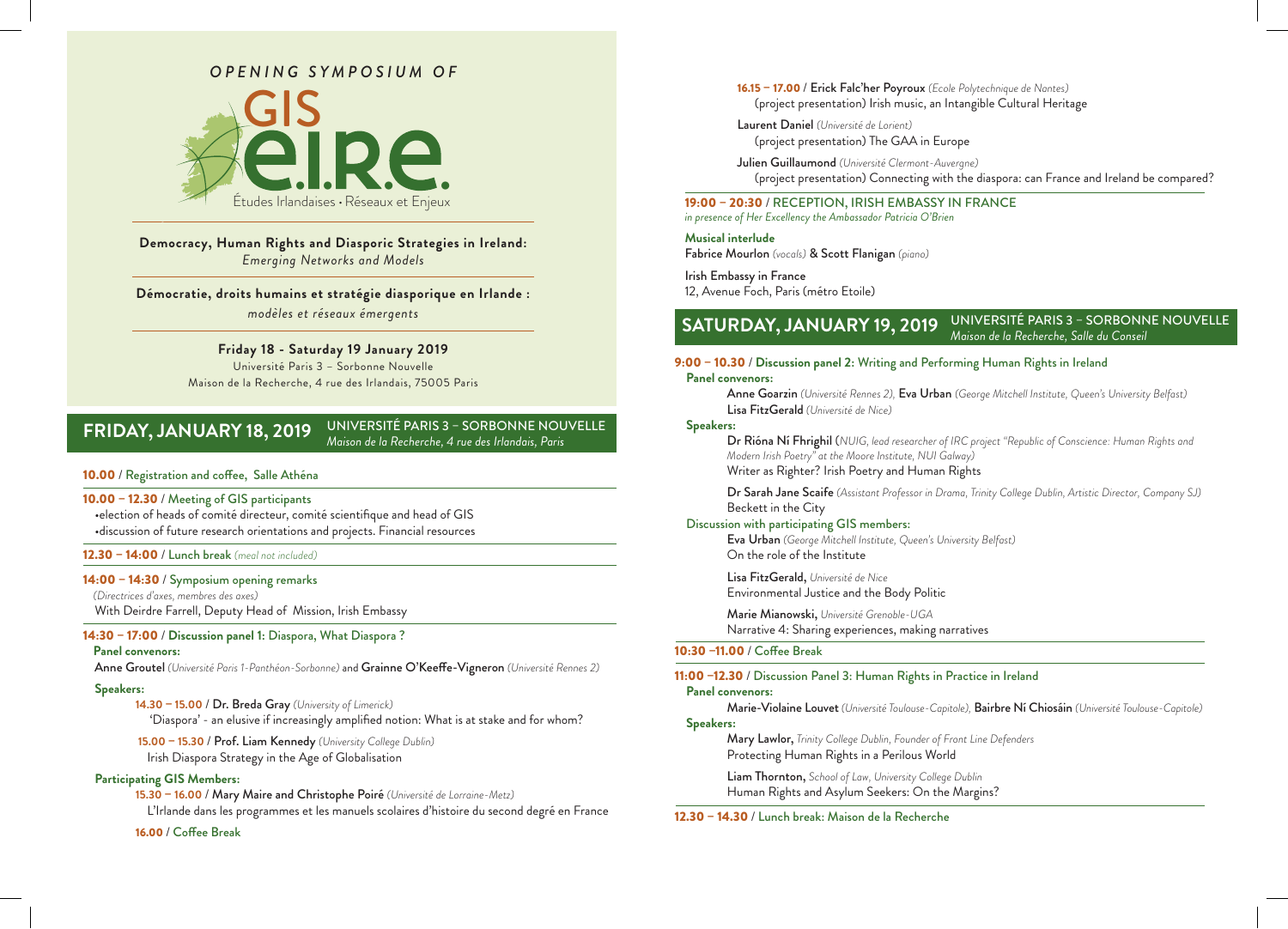*OPENING SYMPOSIUM OF*

# GIS e.I.R.e.

Études Irlandaises • Réseaux et Enjeux

**Democracy, Human Rights and Diasporic Strategies in Ireland:**
*Emerging Networks and Models*

**Démocratie, droits humains et stratégie diasporique en Irlande :**
*modèles et réseaux émergents*

**Friday 18 - Saturday 19 January 2019**
Université Paris 3 – Sorbonne Nouvelle
Maison de la Recherche, 4 rue des Irlandais, 75005 Paris

## FRIDAY, JANUARY 18, 2019 — UNIVERSITÉ PARIS 3 – SORBONNE NOUVELLE

*Maison de la Recherche, 4 rue des Irlandais, Paris*

**10.00** / Registration and coffee, Salle Athéna

**10.00 – 12.30** / Meeting of GIS participants
- election of heads of comité directeur, comité scientifique and head of GIS
- discussion of future research orientations and projects. Financial resources

**12.30 – 14:00** / **Lunch break** *(meal not included)*

**14:00 – 14:30** / Symposium opening remarks
*(Directrices d'axes, membres des axes)*
With Deirdre Farrell, Deputy Head of Mission, Irish Embassy

**14:30 – 17:00** / **Discussion panel 1:** Diaspora, What Diaspora ?

**Panel convenors:**
**Anne Groutel** *(Université Paris 1-Panthéon-Sorbonne)* and **Grainne O'Keeffe-Vigneron** *(Université Rennes 2)*

**Speakers:**

**14.30 – 15.00** / **Dr. Breda Gray** *(University of Limerick)*
'Diaspora' - an elusive if increasingly amplified notion: What is at stake and for whom?

**15.00 – 15.30** / **Prof. Liam Kennedy** *(University College Dublin)*
Irish Diaspora Strategy in the Age of Globalisation

**Participating GIS Members:**

**15.30 – 16.00** / **Mary Maire and Christophe Poiré** *(Université de Lorraine-Metz)*
L'Irlande dans les programmes et les manuels scolaires d'histoire du second degré en France

**16.00** / Coffee Break

**16.15 – 17.00** / **Erick Falc'her Poyroux** *(Ecole Polytechnique de Nantes)*
(project presentation) Irish music, an Intangible Cultural Heritage

**Laurent Daniel** *(Université de Lorient)*
(project presentation) The GAA in Europe

**Julien Guillaumond** *(Université Clermont-Auvergne)*
(project presentation) Connecting with the diaspora: can France and Ireland be compared?

**19:00 – 20:30** / RECEPTION, IRISH EMBASSY IN FRANCE
*in presence of Her Excellency the Ambassador Patricia O'Brien*

**Musical interlude**
**Fabrice Mourlon** *(vocals)* & **Scott Flanigan** *(piano)*

Irish Embassy in France
12, Avenue Foch, Paris (métro Etoile)

## SATURDAY, JANUARY 19, 2019 — UNIVERSITÉ PARIS 3 – SORBONNE NOUVELLE

*Maison de la Recherche, Salle du Conseil*

**9:00 – 10.30** / **Discussion panel 2:** Writing and Performing Human Rights in Ireland

**Panel convenors:**
**Anne Goarzin** *(Université Rennes 2)*, **Eva Urban** *(George Mitchell Institute, Queen's University Belfast)*
**Lisa FitzGerald** *(Université de Nice)*

**Speakers:**

**Dr Ríóna Ní Fhrighil** *(NUIG, lead researcher of IRC project "Republic of Conscience: Human Rights and Modern Irish Poetry" at the Moore Institute, NUI Galway)*
Writer as Righter? Irish Poetry and Human Rights

**Dr Sarah Jane Scaife** *(Assistant Professor in Drama, Trinity College Dublin, Artistic Director, Company SJ)*
Beckett in the City

**Discussion with participating GIS members:**

**Eva Urban** *(George Mitchell Institute, Queen's University Belfast)*
On the role of the Institute

**Lisa FitzGerald,** *Université de Nice*
Environmental Justice and the Body Politic

**Marie Mianowski,** *Université Grenoble-UGA*
Narrative 4: Sharing experiences, making narratives

**10:30 –11.00** / Coffee Break

**11:00 –12.30** / Discussion Panel 3: Human Rights in Practice in Ireland

**Panel convenors:**
**Marie-Violaine Louvet** *(Université Toulouse-Capitole)*, **Bairbre Ní Chiosáin** *(Université Toulouse-Capitole)*

**Speakers:**

**Mary Lawlor,** *Trinity College Dublin, Founder of Front Line Defenders*
Protecting Human Rights in a Perilous World

**Liam Thornton,** *School of Law, University College Dublin*
Human Rights and Asylum Seekers: On the Margins?

**12.30 – 14.30** / Lunch break: Maison de la Recherche